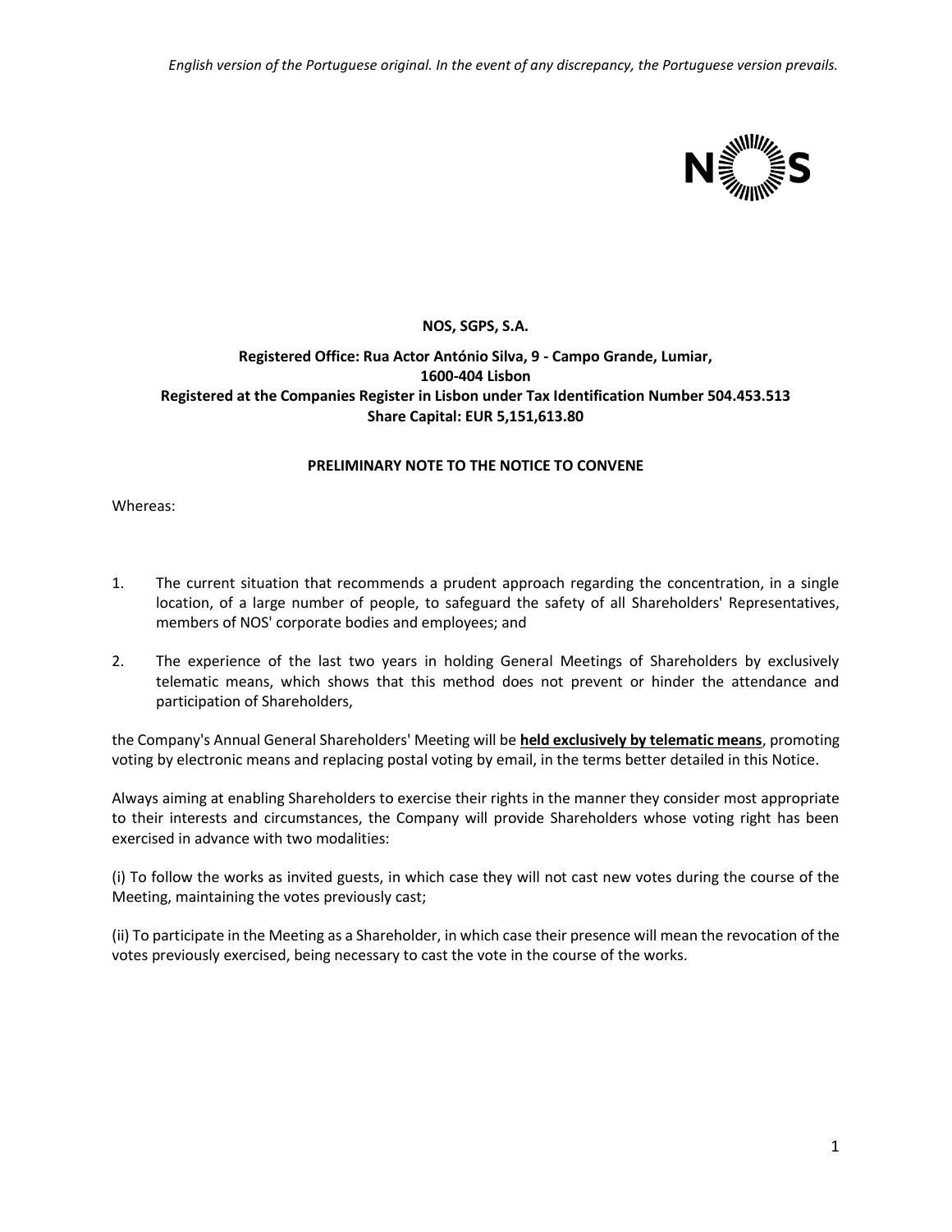*English version of the Portuguese original. In the event of any discrepancy, the Portuguese version prevails.*

**NOS, SGPS, S.A.**

**Registered Office: Rua Actor António Silva, 9 - Campo Grande, Lumiar, 1600-404 Lisbon**
**Registered at the Companies Register in Lisbon under Tax Identification Number 504.453.513**
**Share Capital: EUR 5,151,613.80**

**PRELIMINARY NOTE TO THE NOTICE TO CONVENE**

Whereas:

1. The current situation that recommends a prudent approach regarding the concentration, in a single location, of a large number of people, to safeguard the safety of all Shareholders' Representatives, members of NOS' corporate bodies and employees; and

2. The experience of the last two years in holding General Meetings of Shareholders by exclusively telematic means, which shows that this method does not prevent or hinder the attendance and participation of Shareholders,

the Company's Annual General Shareholders' Meeting will be **held exclusively by telematic means**, promoting voting by electronic means and replacing postal voting by email, in the terms better detailed in this Notice.

Always aiming at enabling Shareholders to exercise their rights in the manner they consider most appropriate to their interests and circumstances, the Company will provide Shareholders whose voting right has been exercised in advance with two modalities:

(i) To follow the works as invited guests, in which case they will not cast new votes during the course of the Meeting, maintaining the votes previously cast;

(ii) To participate in the Meeting as a Shareholder, in which case their presence will mean the revocation of the votes previously exercised, being necessary to cast the vote in the course of the works.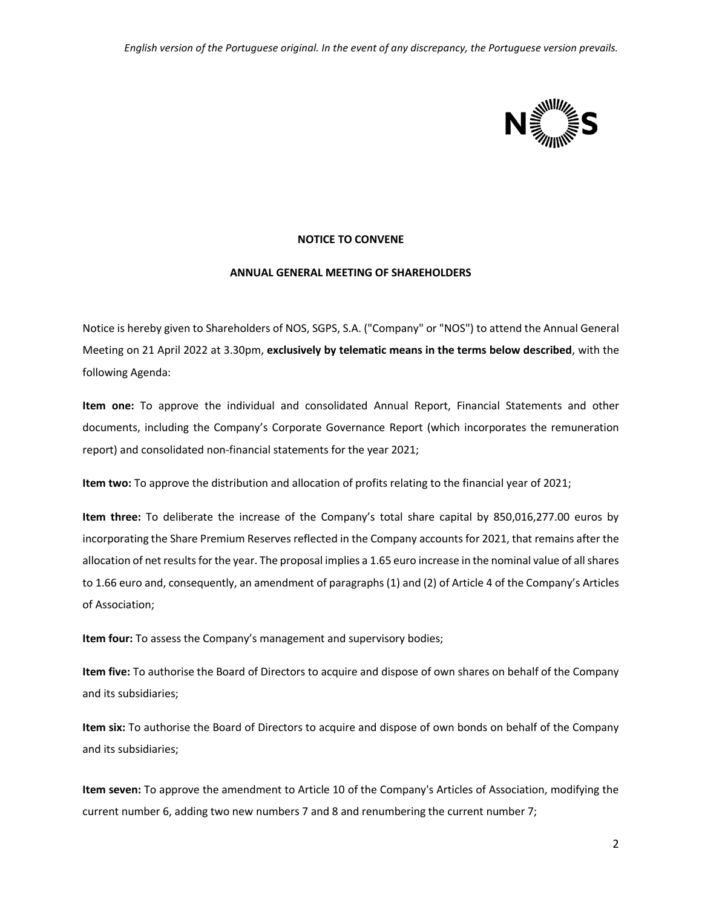**NOTICE TO CONVENE**

**ANNUAL GENERAL MEETING OF SHAREHOLDERS**

Notice is hereby given to Shareholders of NOS, SGPS, S.A. ("Company" or "NOS") to attend the Annual General Meeting on 21 April 2022 at 3.30pm, **exclusively by telematic means in the terms below described**, with the following Agenda:

**Item one:** To approve the individual and consolidated Annual Report, Financial Statements and other documents, including the Company's Corporate Governance Report (which incorporates the remuneration report) and consolidated non-financial statements for the year 2021;

**Item two:** To approve the distribution and allocation of profits relating to the financial year of 2021;

**Item three:** To deliberate the increase of the Company's total share capital by 850,016,277.00 euros by incorporating the Share Premium Reserves reflected in the Company accounts for 2021, that remains after the allocation of net results for the year. The proposal implies a 1.65 euro increase in the nominal value of all shares to 1.66 euro and, consequently, an amendment of paragraphs (1) and (2) of Article 4 of the Company's Articles of Association;

**Item four:** To assess the Company's management and supervisory bodies;

**Item five:** To authorise the Board of Directors to acquire and dispose of own shares on behalf of the Company and its subsidiaries;

**Item six:** To authorise the Board of Directors to acquire and dispose of own bonds on behalf of the Company and its subsidiaries;

**Item seven:** To approve the amendment to Article 10 of the Company's Articles of Association, modifying the current number 6, adding two new numbers 7 and 8 and renumbering the current number 7;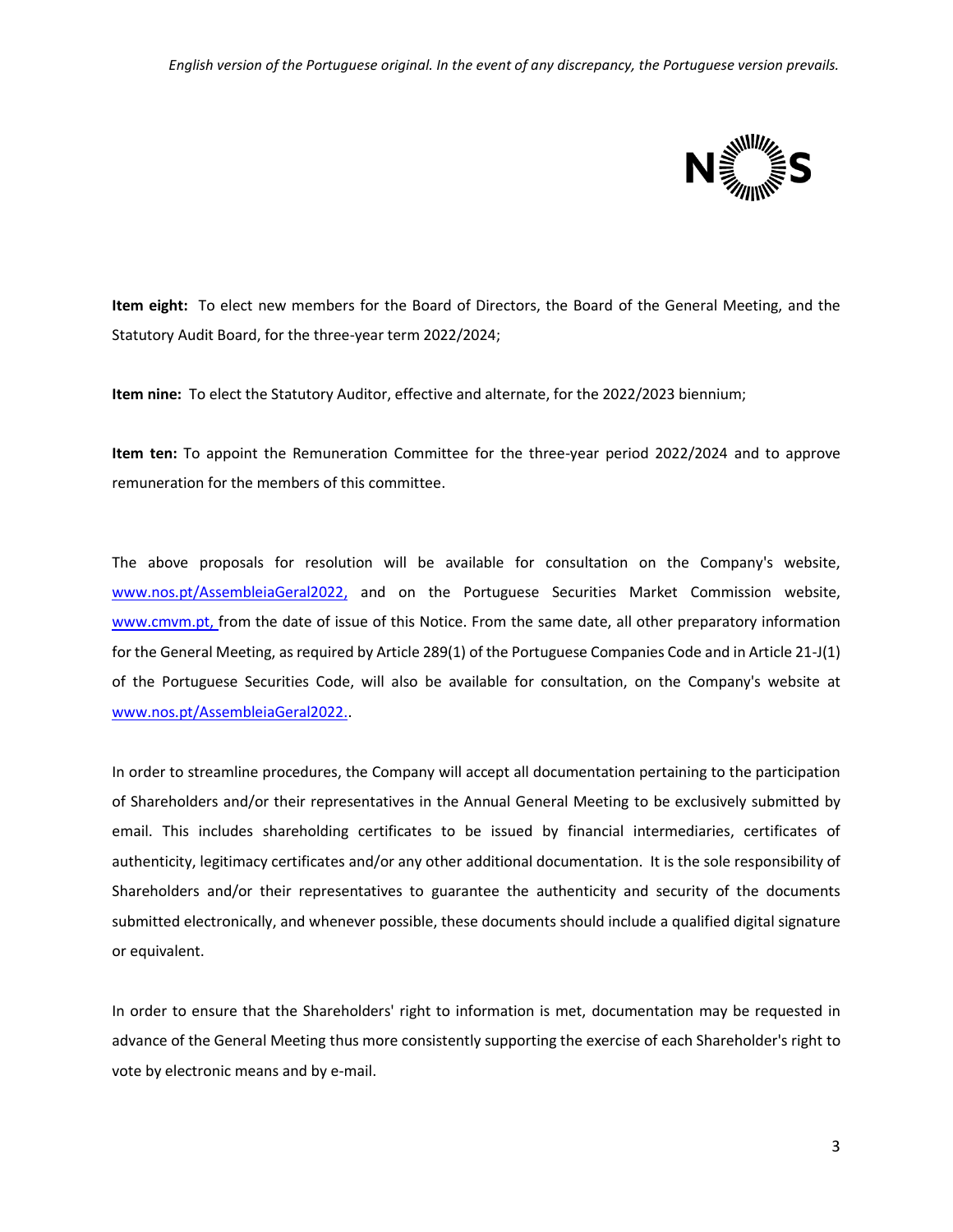**Item eight:** To elect new members for the Board of Directors, the Board of the General Meeting, and the Statutory Audit Board, for the three-year term 2022/2024;

**Item nine:** To elect the Statutory Auditor, effective and alternate, for the 2022/2023 biennium;

**Item ten:** To appoint the Remuneration Committee for the three-year period 2022/2024 and to approve remuneration for the members of this committee.

The above proposals for resolution will be available for consultation on the Company's website, www.nos.pt/AssembleiaGeral2022, and on the Portuguese Securities Market Commission website, www.cmvm.pt, from the date of issue of this Notice. From the same date, all other preparatory information for the General Meeting, as required by Article 289(1) of the Portuguese Companies Code and in Article 21-J(1) of the Portuguese Securities Code, will also be available for consultation, on the Company's website at www.nos.pt/AssembleiaGeral2022..

In order to streamline procedures, the Company will accept all documentation pertaining to the participation of Shareholders and/or their representatives in the Annual General Meeting to be exclusively submitted by email. This includes shareholding certificates to be issued by financial intermediaries, certificates of authenticity, legitimacy certificates and/or any other additional documentation. It is the sole responsibility of Shareholders and/or their representatives to guarantee the authenticity and security of the documents submitted electronically, and whenever possible, these documents should include a qualified digital signature or equivalent.

In order to ensure that the Shareholders' right to information is met, documentation may be requested in advance of the General Meeting thus more consistently supporting the exercise of each Shareholder's right to vote by electronic means and by e-mail.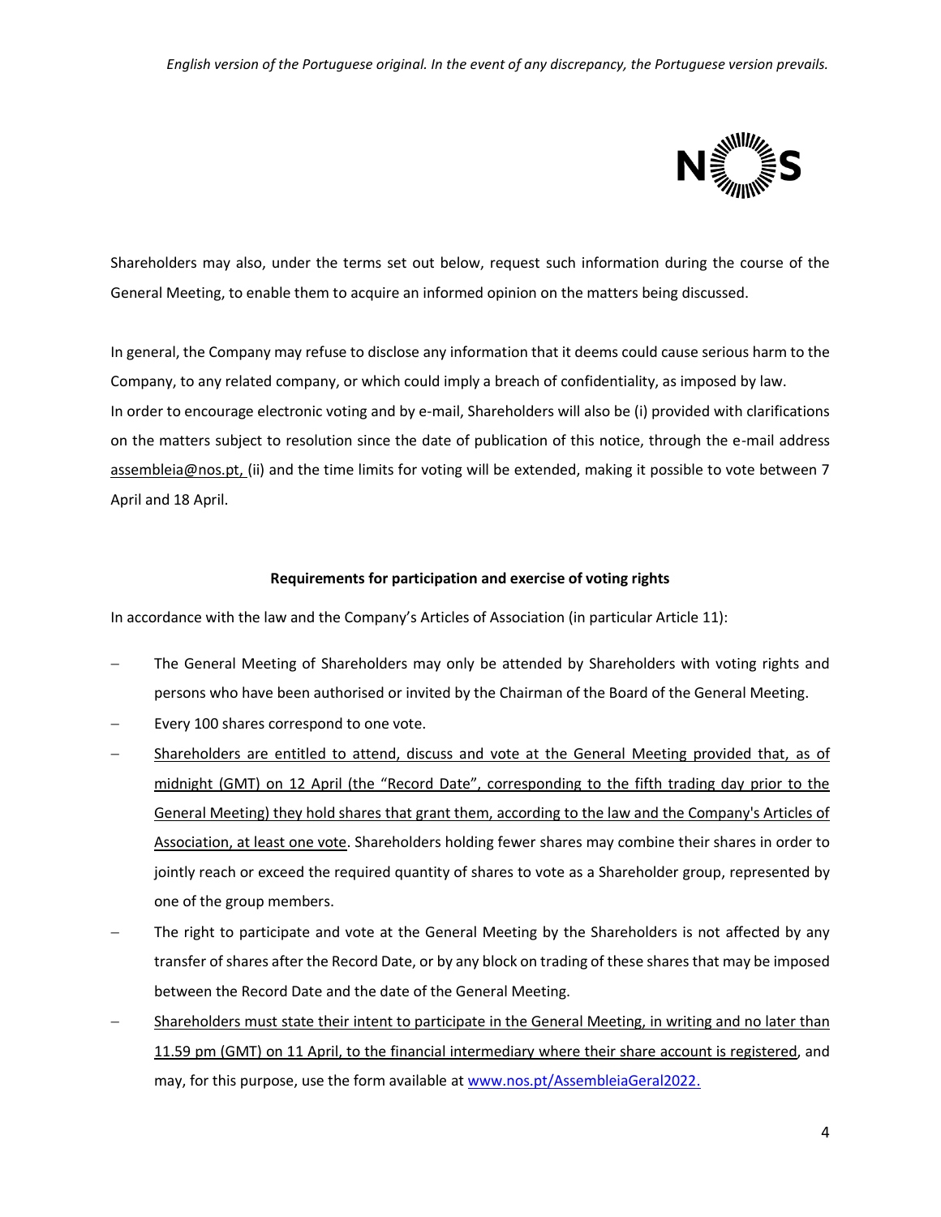Shareholders may also, under the terms set out below, request such information during the course of the General Meeting, to enable them to acquire an informed opinion on the matters being discussed.

In general, the Company may refuse to disclose any information that it deems could cause serious harm to the Company, to any related company, or which could imply a breach of confidentiality, as imposed by law.
In order to encourage electronic voting and by e-mail, Shareholders will also be (i) provided with clarifications on the matters subject to resolution since the date of publication of this notice, through the e-mail address assembleia@nos.pt, (ii) and the time limits for voting will be extended, making it possible to vote between 7 April and 18 April.

**Requirements for participation and exercise of voting rights**

In accordance with the law and the Company's Articles of Association (in particular Article 11):

- The General Meeting of Shareholders may only be attended by Shareholders with voting rights and persons who have been authorised or invited by the Chairman of the Board of the General Meeting.
- Every 100 shares correspond to one vote.
- Shareholders are entitled to attend, discuss and vote at the General Meeting provided that, as of midnight (GMT) on 12 April (the "Record Date", corresponding to the fifth trading day prior to the General Meeting) they hold shares that grant them, according to the law and the Company's Articles of Association, at least one vote. Shareholders holding fewer shares may combine their shares in order to jointly reach or exceed the required quantity of shares to vote as a Shareholder group, represented by one of the group members.
- The right to participate and vote at the General Meeting by the Shareholders is not affected by any transfer of shares after the Record Date, or by any block on trading of these shares that may be imposed between the Record Date and the date of the General Meeting.
- Shareholders must state their intent to participate in the General Meeting, in writing and no later than 11.59 pm (GMT) on 11 April, to the financial intermediary where their share account is registered, and may, for this purpose, use the form available at www.nos.pt/AssembleiaGeral2022.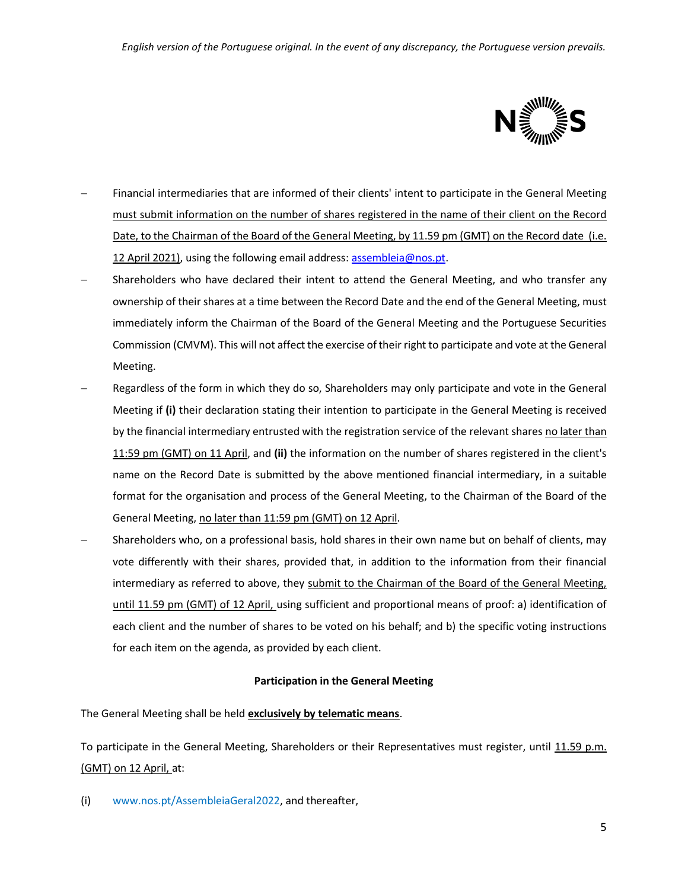- Financial intermediaries that are informed of their clients' intent to participate in the General Meeting must submit information on the number of shares registered in the name of their client on the Record Date, to the Chairman of the Board of the General Meeting, by 11.59 pm (GMT) on the Record date (i.e. 12 April 2021), using the following email address: assembleia@nos.pt.
- Shareholders who have declared their intent to attend the General Meeting, and who transfer any ownership of their shares at a time between the Record Date and the end of the General Meeting, must immediately inform the Chairman of the Board of the General Meeting and the Portuguese Securities Commission (CMVM). This will not affect the exercise of their right to participate and vote at the General Meeting.
- Regardless of the form in which they do so, Shareholders may only participate and vote in the General Meeting if **(i)** their declaration stating their intention to participate in the General Meeting is received by the financial intermediary entrusted with the registration service of the relevant shares no later than 11:59 pm (GMT) on 11 April, and **(ii)** the information on the number of shares registered in the client's name on the Record Date is submitted by the above mentioned financial intermediary, in a suitable format for the organisation and process of the General Meeting, to the Chairman of the Board of the General Meeting, no later than 11:59 pm (GMT) on 12 April.
- Shareholders who, on a professional basis, hold shares in their own name but on behalf of clients, may vote differently with their shares, provided that, in addition to the information from their financial intermediary as referred to above, they submit to the Chairman of the Board of the General Meeting, until 11.59 pm (GMT) of 12 April, using sufficient and proportional means of proof: a) identification of each client and the number of shares to be voted on his behalf; and b) the specific voting instructions for each item on the agenda, as provided by each client.

**Participation in the General Meeting**

The General Meeting shall be held **exclusively by telematic means**.

To participate in the General Meeting, Shareholders or their Representatives must register, until 11.59 p.m. (GMT) on 12 April, at:

(i) www.nos.pt/AssembleiaGeral2022, and thereafter,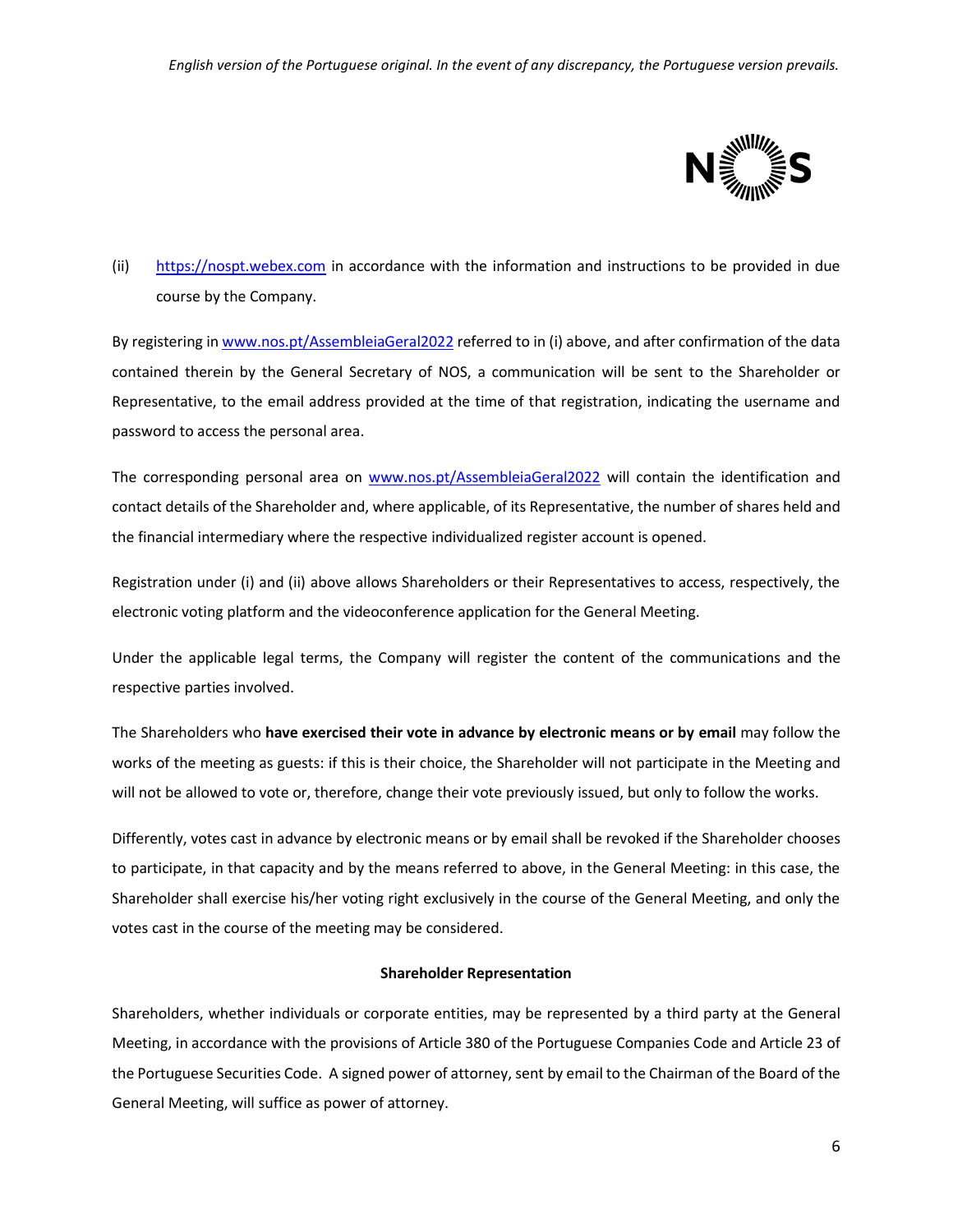(ii) https://nospt.webex.com in accordance with the information and instructions to be provided in due course by the Company.

By registering in www.nos.pt/AssembleiaGeral2022 referred to in (i) above, and after confirmation of the data contained therein by the General Secretary of NOS, a communication will be sent to the Shareholder or Representative, to the email address provided at the time of that registration, indicating the username and password to access the personal area.

The corresponding personal area on www.nos.pt/AssembleiaGeral2022 will contain the identification and contact details of the Shareholder and, where applicable, of its Representative, the number of shares held and the financial intermediary where the respective individualized register account is opened.

Registration under (i) and (ii) above allows Shareholders or their Representatives to access, respectively, the electronic voting platform and the videoconference application for the General Meeting.

Under the applicable legal terms, the Company will register the content of the communications and the respective parties involved.

The Shareholders who **have exercised their vote in advance by electronic means or by email** may follow the works of the meeting as guests: if this is their choice, the Shareholder will not participate in the Meeting and will not be allowed to vote or, therefore, change their vote previously issued, but only to follow the works.

Differently, votes cast in advance by electronic means or by email shall be revoked if the Shareholder chooses to participate, in that capacity and by the means referred to above, in the General Meeting: in this case, the Shareholder shall exercise his/her voting right exclusively in the course of the General Meeting, and only the votes cast in the course of the meeting may be considered.

**Shareholder Representation**

Shareholders, whether individuals or corporate entities, may be represented by a third party at the General Meeting, in accordance with the provisions of Article 380 of the Portuguese Companies Code and Article 23 of the Portuguese Securities Code. A signed power of attorney, sent by email to the Chairman of the Board of the General Meeting, will suffice as power of attorney.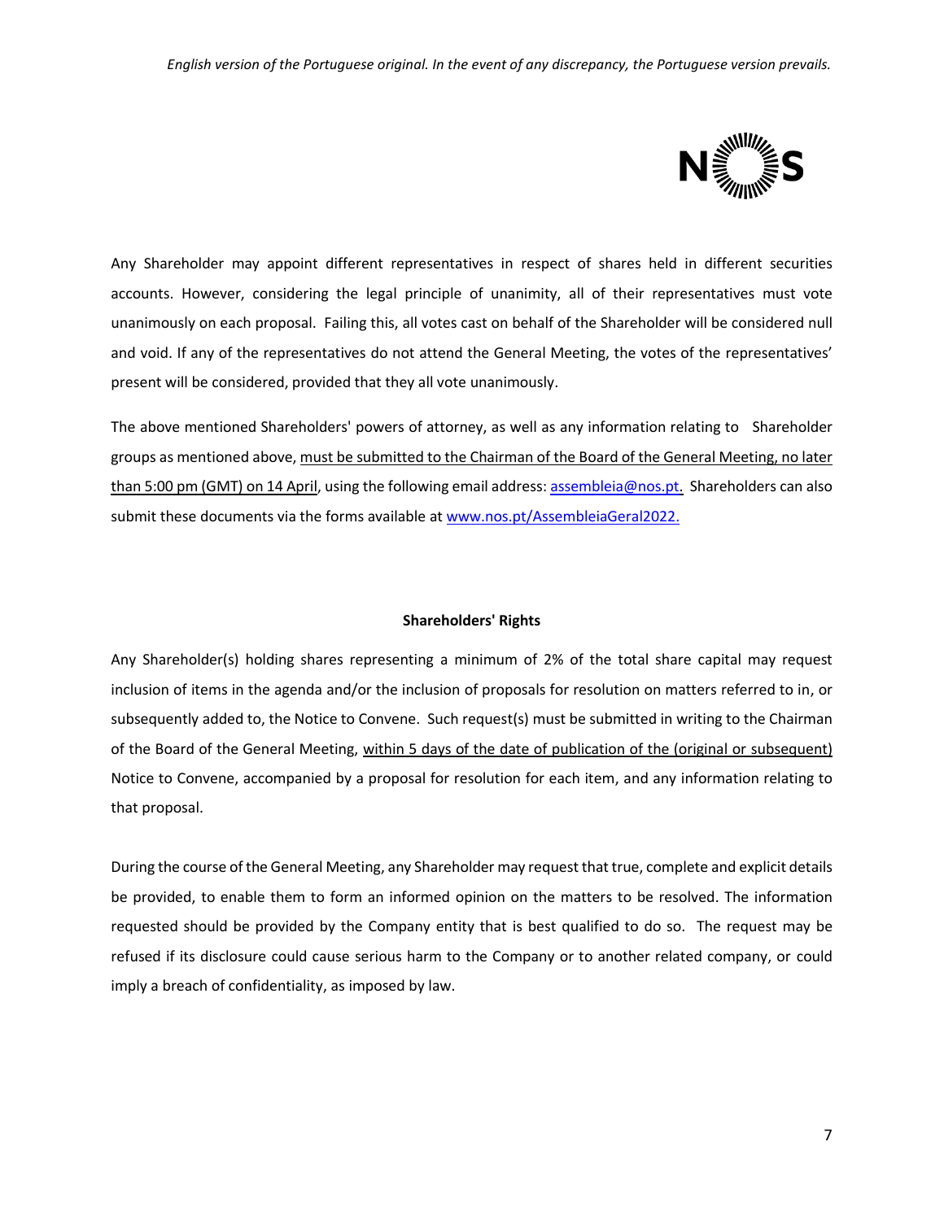Any Shareholder may appoint different representatives in respect of shares held in different securities accounts. However, considering the legal principle of unanimity, all of their representatives must vote unanimously on each proposal. Failing this, all votes cast on behalf of the Shareholder will be considered null and void. If any of the representatives do not attend the General Meeting, the votes of the representatives' present will be considered, provided that they all vote unanimously.

The above mentioned Shareholders' powers of attorney, as well as any information relating to Shareholder groups as mentioned above, must be submitted to the Chairman of the Board of the General Meeting, no later than 5:00 pm (GMT) on 14 April, using the following email address: assembleia@nos.pt. Shareholders can also submit these documents via the forms available at www.nos.pt/AssembleiaGeral2022.

**Shareholders' Rights**

Any Shareholder(s) holding shares representing a minimum of 2% of the total share capital may request inclusion of items in the agenda and/or the inclusion of proposals for resolution on matters referred to in, or subsequently added to, the Notice to Convene. Such request(s) must be submitted in writing to the Chairman of the Board of the General Meeting, within 5 days of the date of publication of the (original or subsequent) Notice to Convene, accompanied by a proposal for resolution for each item, and any information relating to that proposal.

During the course of the General Meeting, any Shareholder may request that true, complete and explicit details be provided, to enable them to form an informed opinion on the matters to be resolved. The information requested should be provided by the Company entity that is best qualified to do so. The request may be refused if its disclosure could cause serious harm to the Company or to another related company, or could imply a breach of confidentiality, as imposed by law.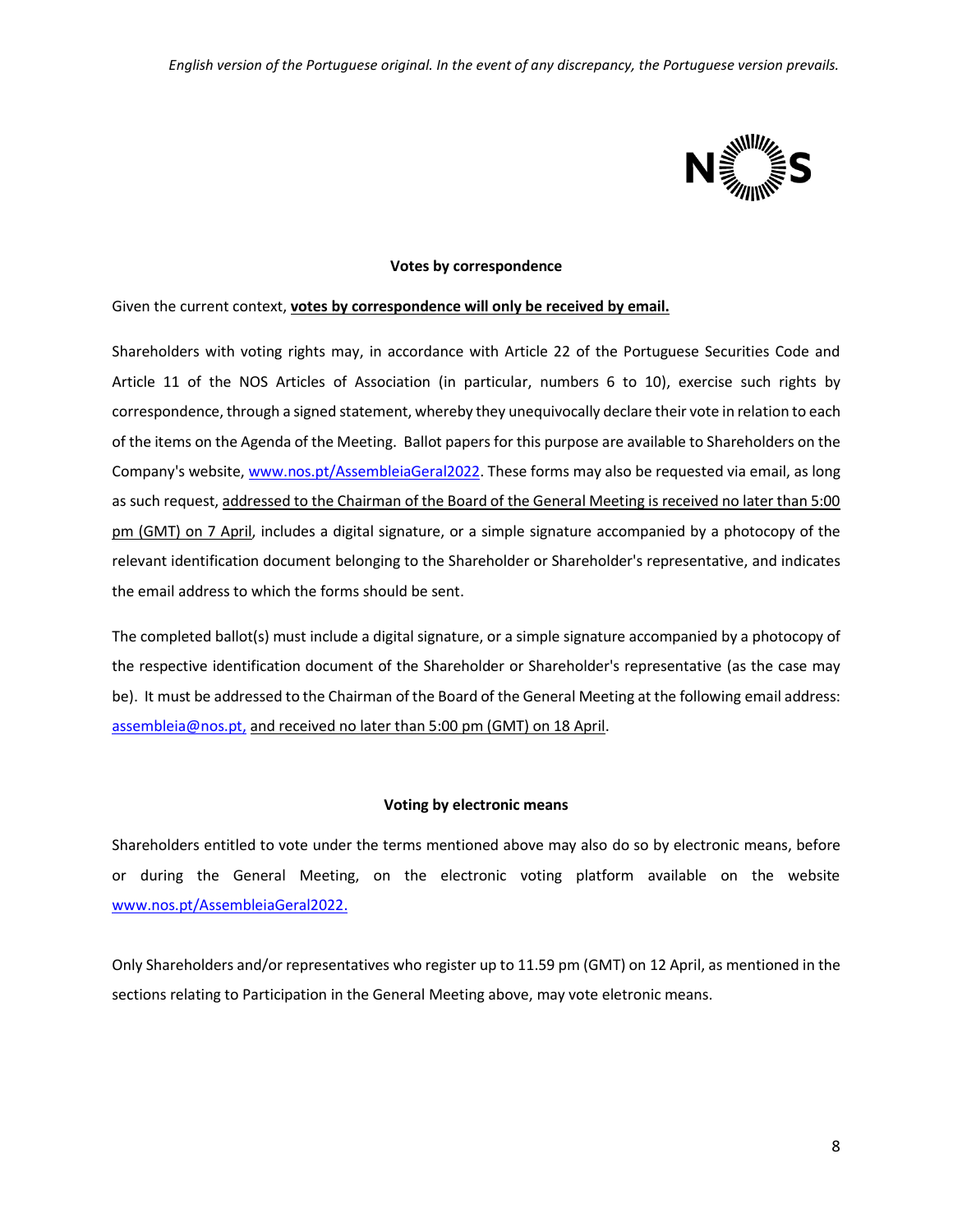### Votes by correspondence

Given the current context, **votes by correspondence will only be received by email.**

Shareholders with voting rights may, in accordance with Article 22 of the Portuguese Securities Code and Article 11 of the NOS Articles of Association (in particular, numbers 6 to 10), exercise such rights by correspondence, through a signed statement, whereby they unequivocally declare their vote in relation to each of the items on the Agenda of the Meeting. Ballot papers for this purpose are available to Shareholders on the Company's website, www.nos.pt/AssembleiaGeral2022. These forms may also be requested via email, as long as such request, addressed to the Chairman of the Board of the General Meeting is received no later than 5:00 pm (GMT) on 7 April, includes a digital signature, or a simple signature accompanied by a photocopy of the relevant identification document belonging to the Shareholder or Shareholder's representative, and indicates the email address to which the forms should be sent.

The completed ballot(s) must include a digital signature, or a simple signature accompanied by a photocopy of the respective identification document of the Shareholder or Shareholder's representative (as the case may be). It must be addressed to the Chairman of the Board of the General Meeting at the following email address: assembleia@nos.pt, and received no later than 5:00 pm (GMT) on 18 April.

### Voting by electronic means

Shareholders entitled to vote under the terms mentioned above may also do so by electronic means, before or during the General Meeting, on the electronic voting platform available on the website www.nos.pt/AssembleiaGeral2022.

Only Shareholders and/or representatives who register up to 11.59 pm (GMT) on 12 April, as mentioned in the sections relating to Participation in the General Meeting above, may vote eletronic means.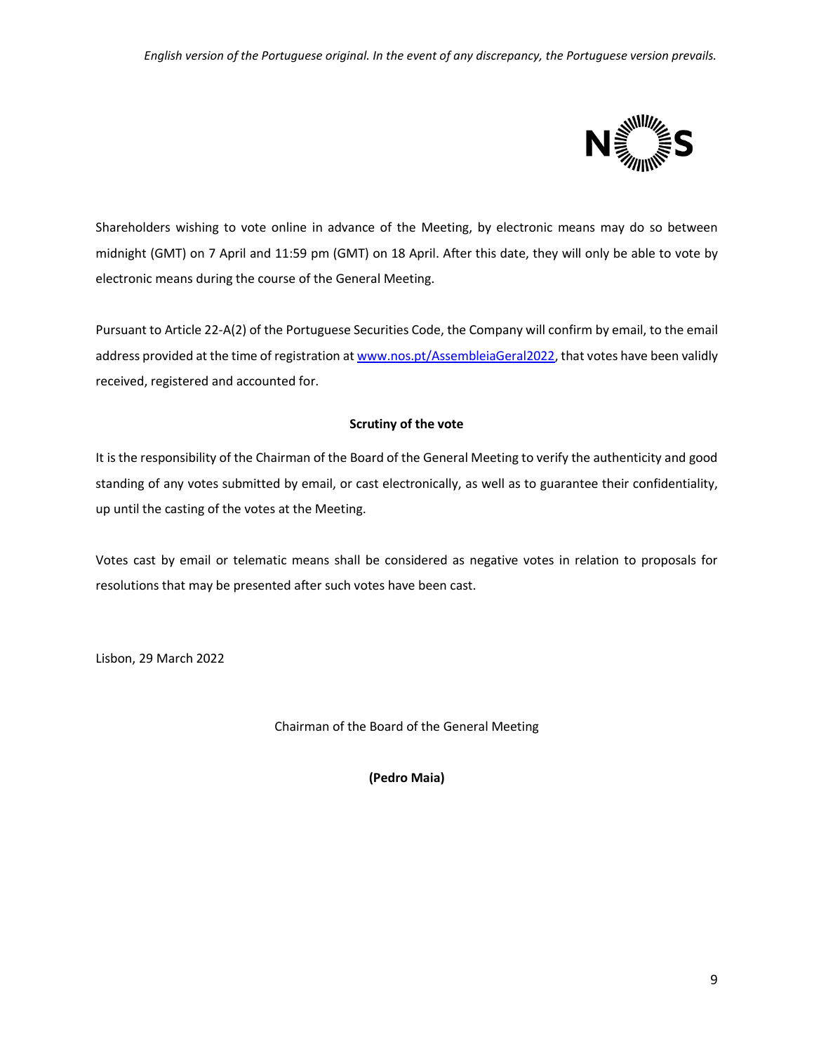Shareholders wishing to vote online in advance of the Meeting, by electronic means may do so between midnight (GMT) on 7 April and 11:59 pm (GMT) on 18 April. After this date, they will only be able to vote by electronic means during the course of the General Meeting.

Pursuant to Article 22-A(2) of the Portuguese Securities Code, the Company will confirm by email, to the email address provided at the time of registration at [www.nos.pt/AssembleiaGeral2022](www.nos.pt/AssembleiaGeral2022), that votes have been validly received, registered and accounted for.

**Scrutiny of the vote**

It is the responsibility of the Chairman of the Board of the General Meeting to verify the authenticity and good standing of any votes submitted by email, or cast electronically, as well as to guarantee their confidentiality, up until the casting of the votes at the Meeting.

Votes cast by email or telematic means shall be considered as negative votes in relation to proposals for resolutions that may be presented after such votes have been cast.

Lisbon, 29 March 2022

Chairman of the Board of the General Meeting

**(Pedro Maia)**